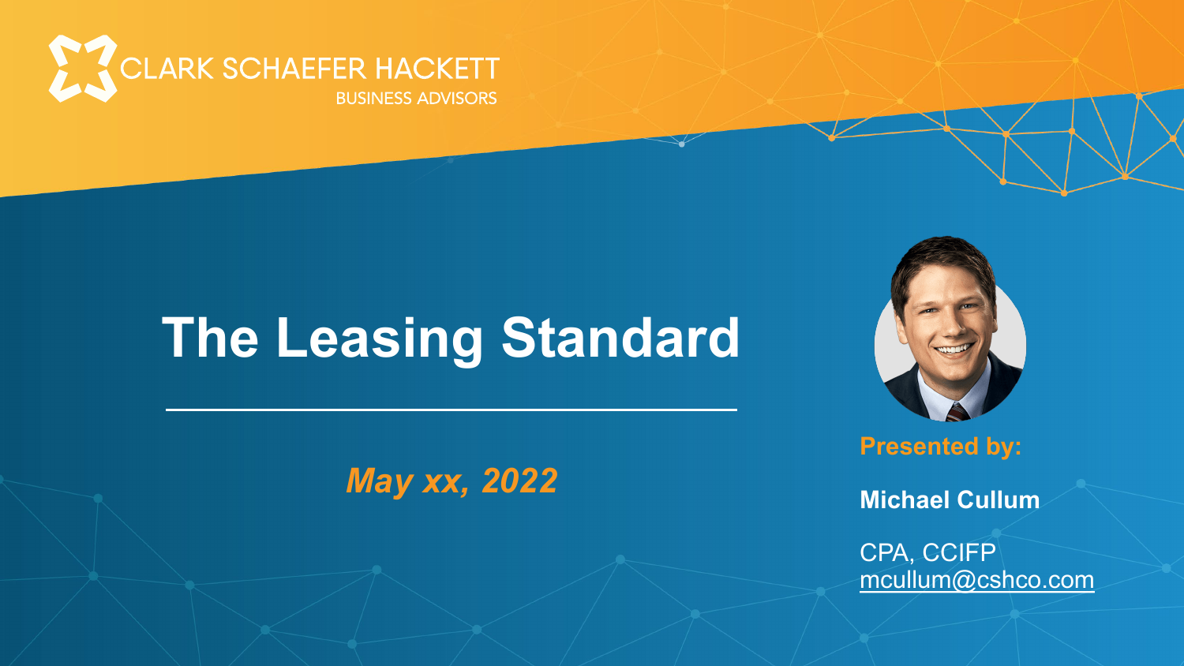CLARK SCHAEFER HACKETT
BUSINESS ADVISORS

# The Leasing Standard

***May xx, 2022***

**Presented by:**

**Michael Cullum**

CPA, CCIFP
mcullum@cshco.com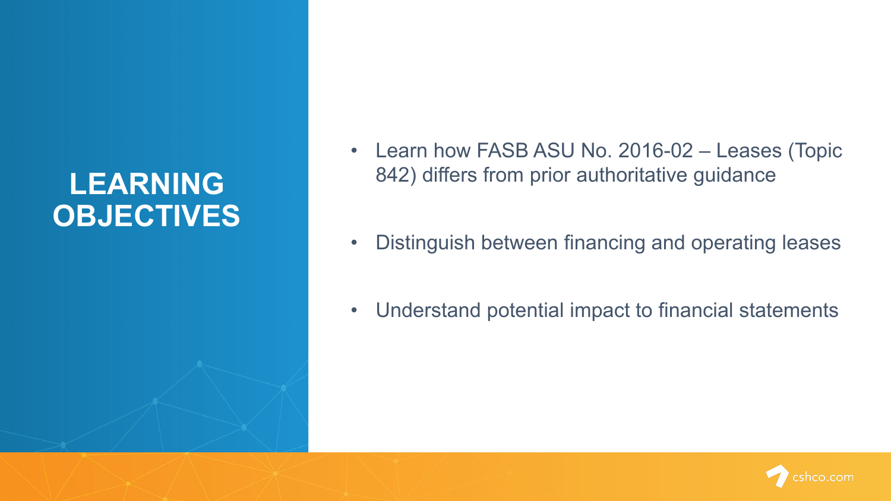# LEARNING OBJECTIVES

- Learn how FASB ASU No. 2016-02 – Leases (Topic 842) differs from prior authoritative guidance
- Distinguish between financing and operating leases
- Understand potential impact to financial statements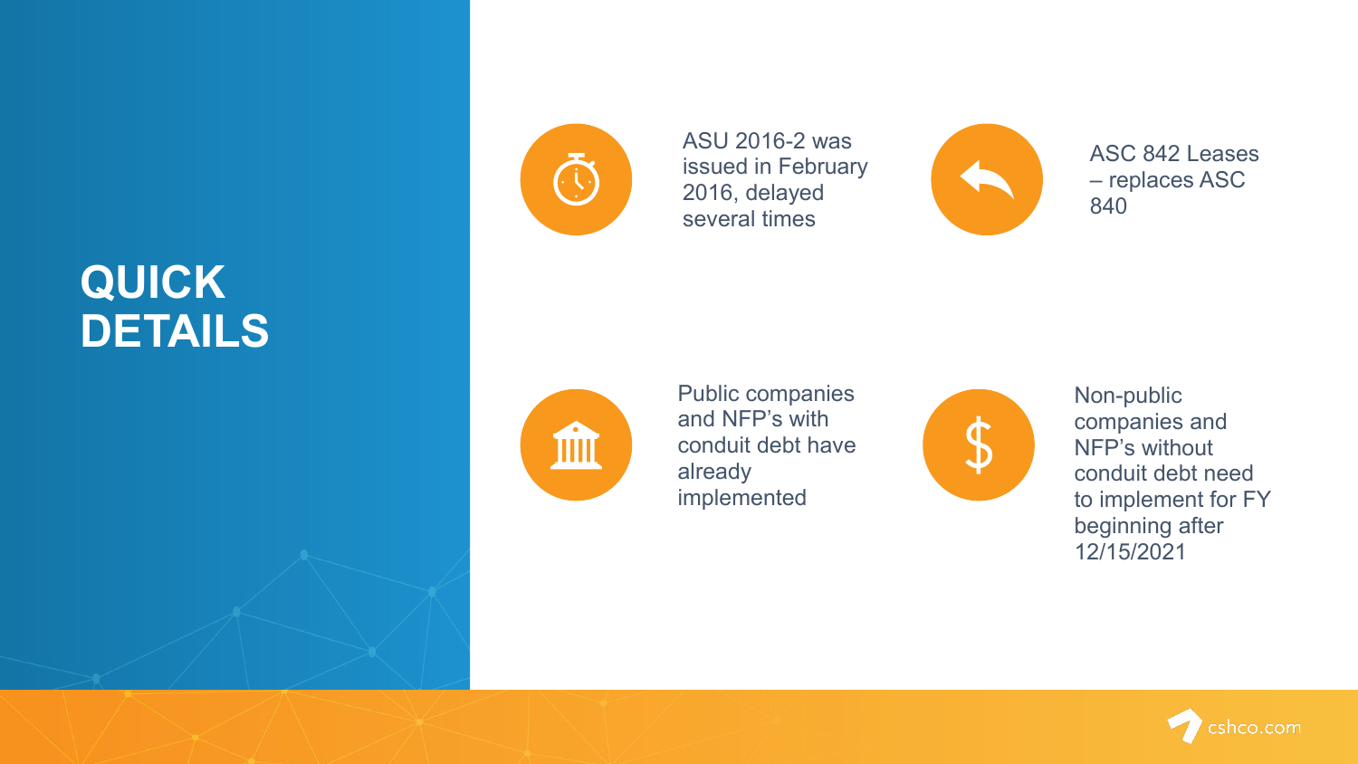# QUICK DETAILS

- ASU 2016-2 was issued in February 2016, delayed several times
- ASC 842 Leases – replaces ASC 840
- Public companies and NFP's with conduit debt have already implemented
- Non-public companies and NFP's without conduit debt need to implement for FY beginning after 12/15/2021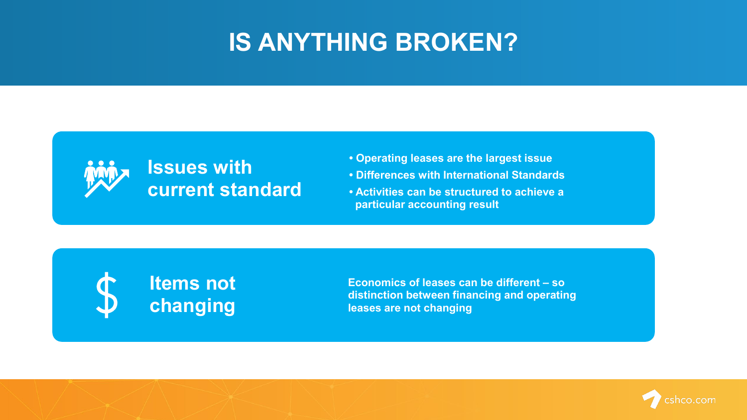# IS ANYTHING BROKEN?

## Issues with current standard

- Operating leases are the largest issue
- Differences with International Standards
- Activities can be structured to achieve a particular accounting result

## Items not changing

Economics of leases can be different – so distinction between financing and operating leases are not changing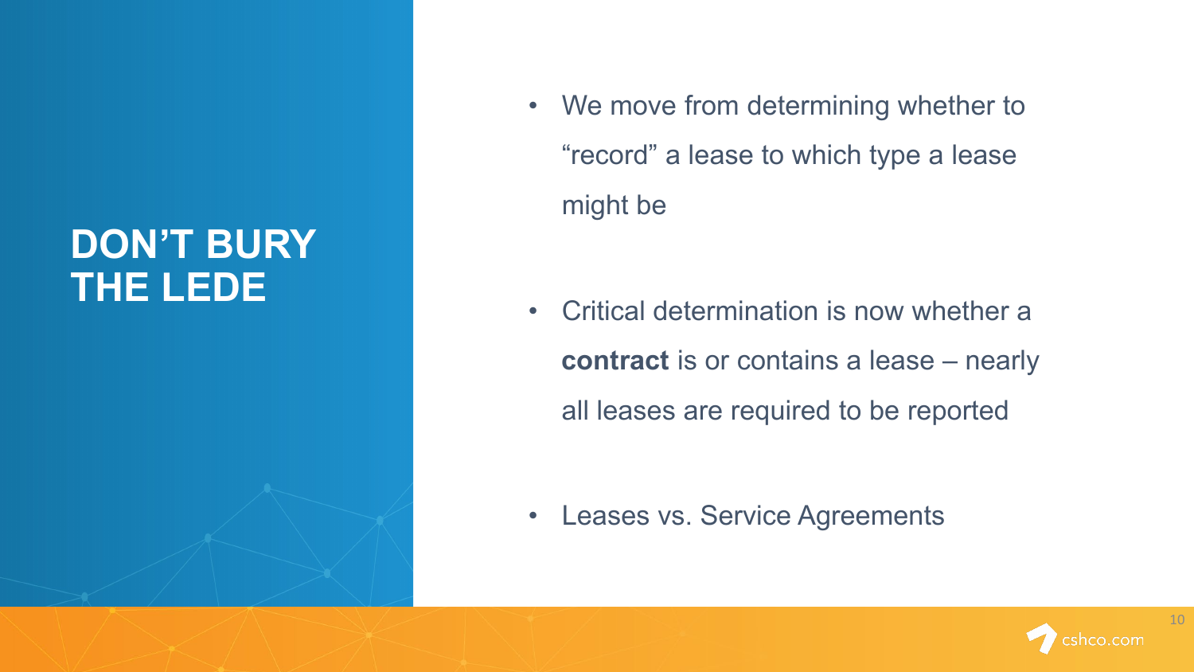# DON'T BURY THE LEDE

- We move from determining whether to "record" a lease to which type a lease might be
- Critical determination is now whether a **contract** is or contains a lease – nearly all leases are required to be reported
- Leases vs. Service Agreements

cshco.com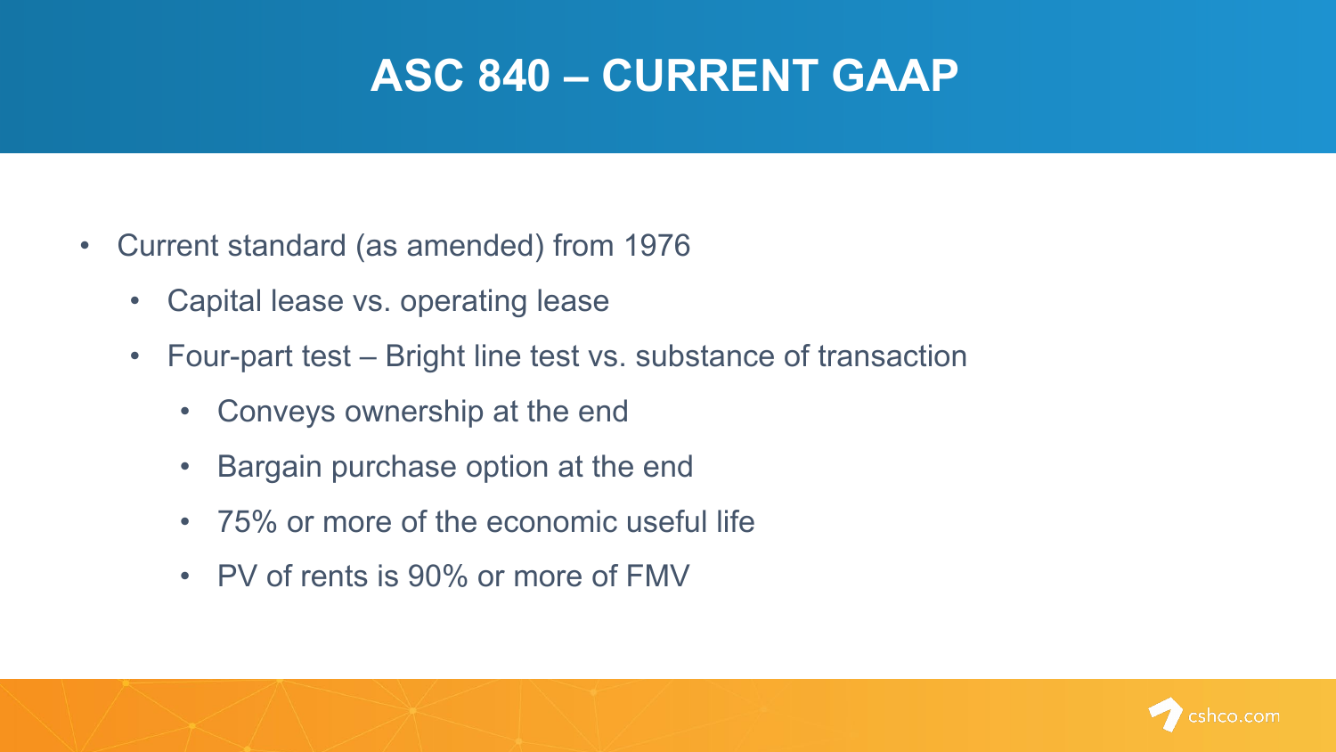# ASC 840 – CURRENT GAAP

- Current standard (as amended) from 1976
  - Capital lease vs. operating lease
  - Four-part test – Bright line test vs. substance of transaction
    - Conveys ownership at the end
    - Bargain purchase option at the end
    - 75% or more of the economic useful life
    - PV of rents is 90% or more of FMV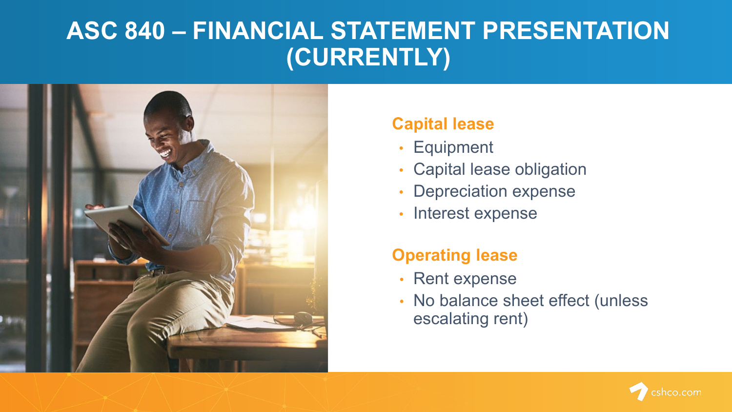# ASC 840 – FINANCIAL STATEMENT PRESENTATION (CURRENTLY)

## Capital lease

- Equipment
- Capital lease obligation
- Depreciation expense
- Interest expense

## Operating lease

- Rent expense
- No balance sheet effect (unless escalating rent)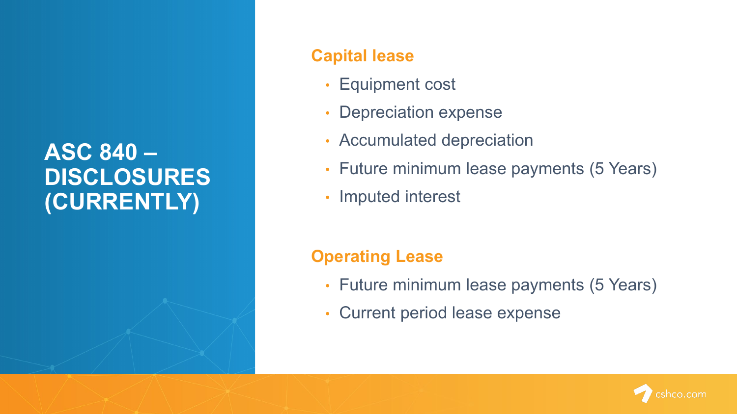# ASC 840 – DISCLOSURES (CURRENTLY)

## Capital lease

- Equipment cost
- Depreciation expense
- Accumulated depreciation
- Future minimum lease payments (5 Years)
- Imputed interest

## Operating Lease

- Future minimum lease payments (5 Years)
- Current period lease expense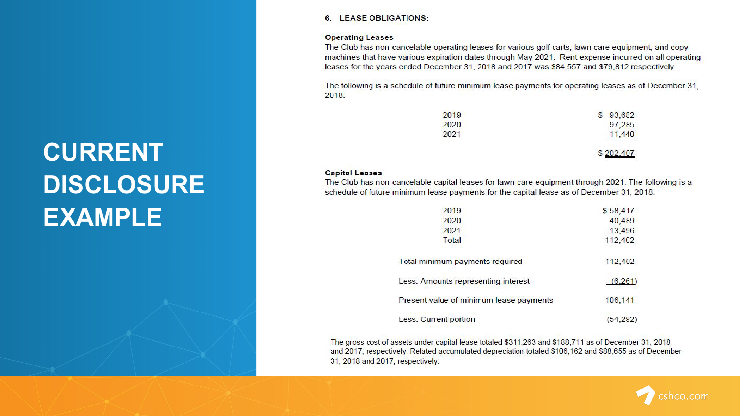# CURRENT DISCLOSURE EXAMPLE

## 6. LEASE OBLIGATIONS:

### Operating Leases

The Club has non-cancelable operating leases for various golf carts, lawn-care equipment, and copy machines that have various expiration dates through May 2021. Rent expense incurred on all operating leases for the years ended December 31, 2018 and 2017 was $84,557 and $79,812 respectively.

The following is a schedule of future minimum lease payments for operating leases as of December 31, 2018:

| | |
|---|---|
| 2019 | $ 93,682 |
| 2020 | 97,285 |
| 2021 | 11,440 |
| | $ 202,407 |

### Capital Leases

The Club has non-cancelable capital leases for lawn-care equipment through 2021. The following is a schedule of future minimum lease payments for the capital lease as of December 31, 2018:

| | |
|---|---|
| 2019 | $ 58,417 |
| 2020 | 40,489 |
| 2021 | 13,496 |
| Total | 112,402 |
| Total minimum payments required | 112,402 |
| Less: Amounts representing interest | (6,261) |
| Present value of minimum lease payments | 106,141 |
| Less: Current portion | (54,292) |

The gross cost of assets under capital lease totaled $311,263 and $188,711 as of December 31, 2018 and 2017, respectively. Related accumulated depreciation totaled $106,162 and $88,655 as of December 31, 2018 and 2017, respectively.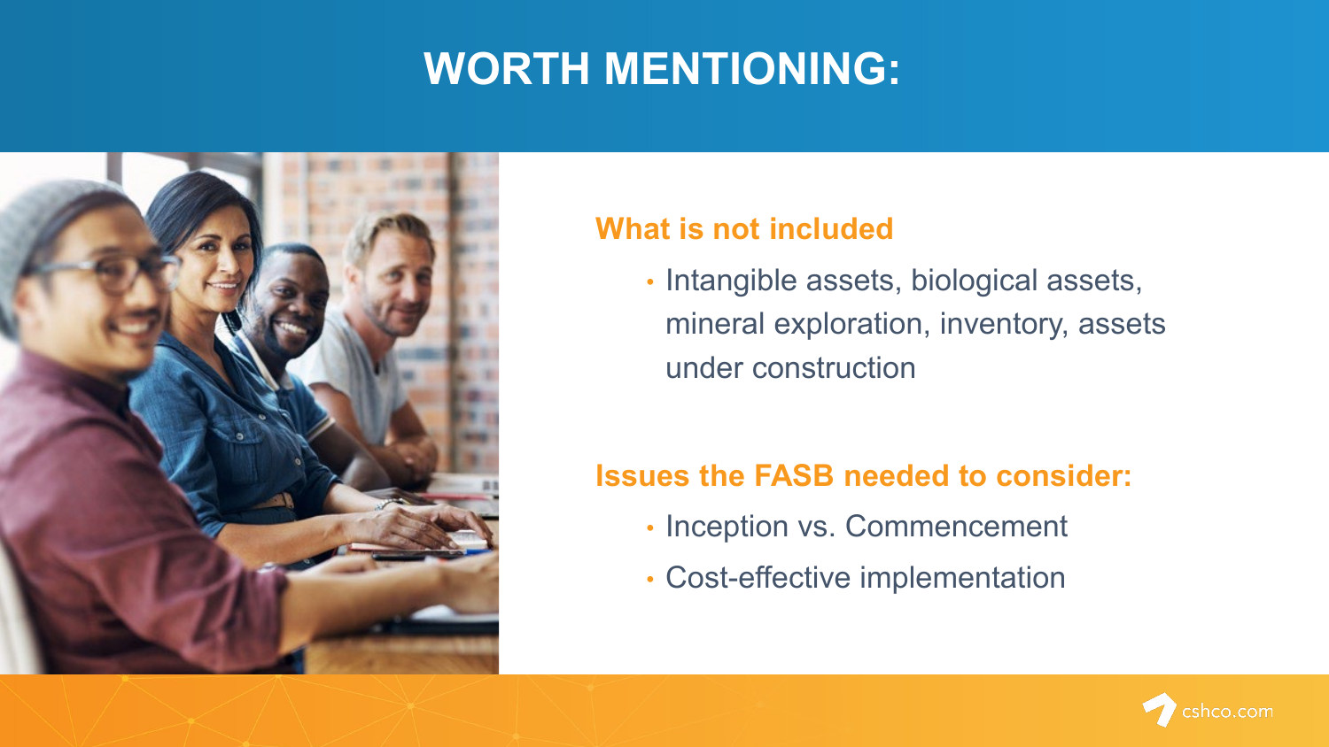# WORTH MENTIONING:

## What is not included

- Intangible assets, biological assets, mineral exploration, inventory, assets under construction

## Issues the FASB needed to consider:

- Inception vs. Commencement
- Cost-effective implementation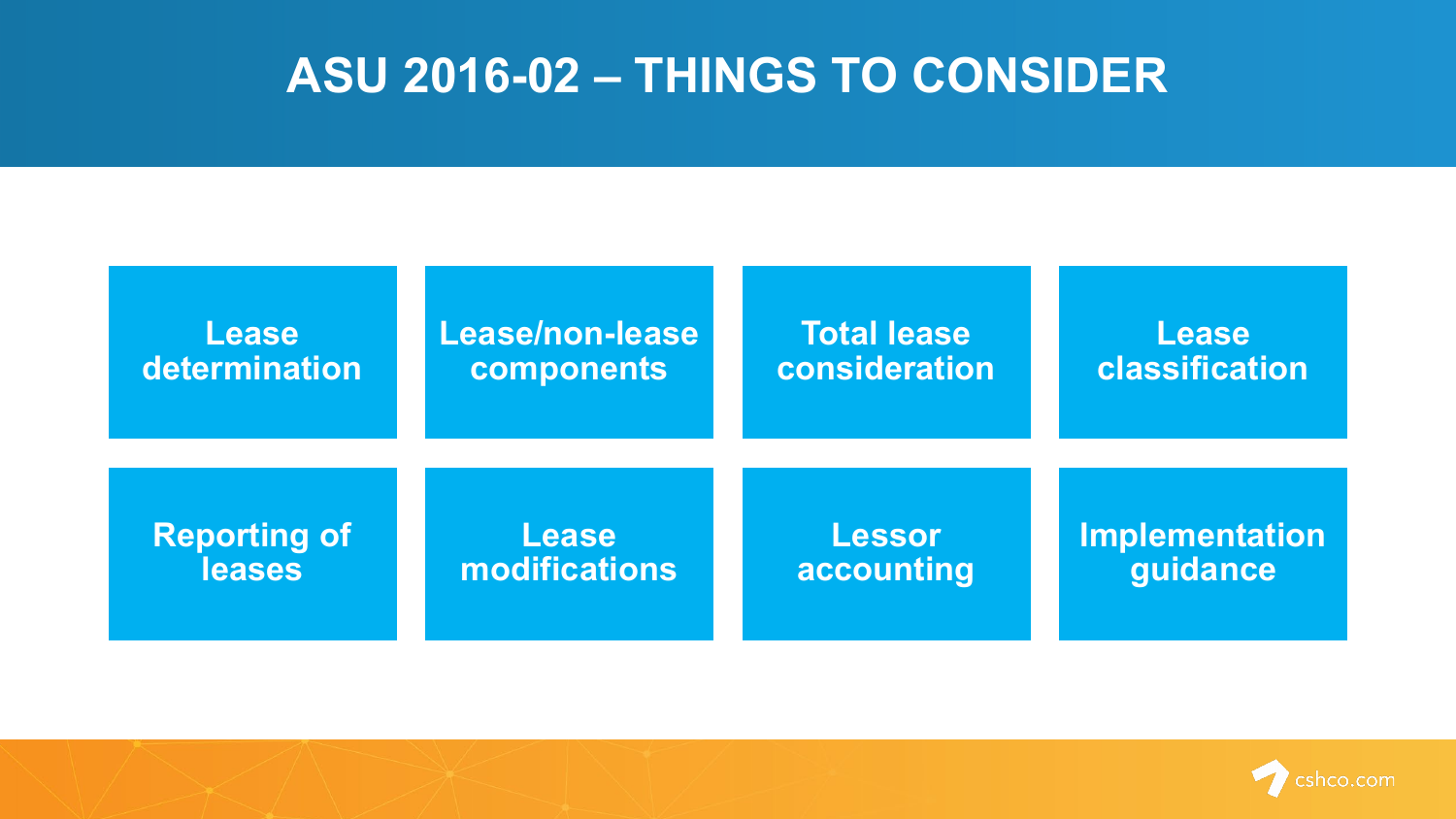# ASU 2016-02 – THINGS TO CONSIDER

- Lease determination
- Lease/non-lease components
- Total lease consideration
- Lease classification
- Reporting of leases
- Lease modifications
- Lessor accounting
- Implementation guidance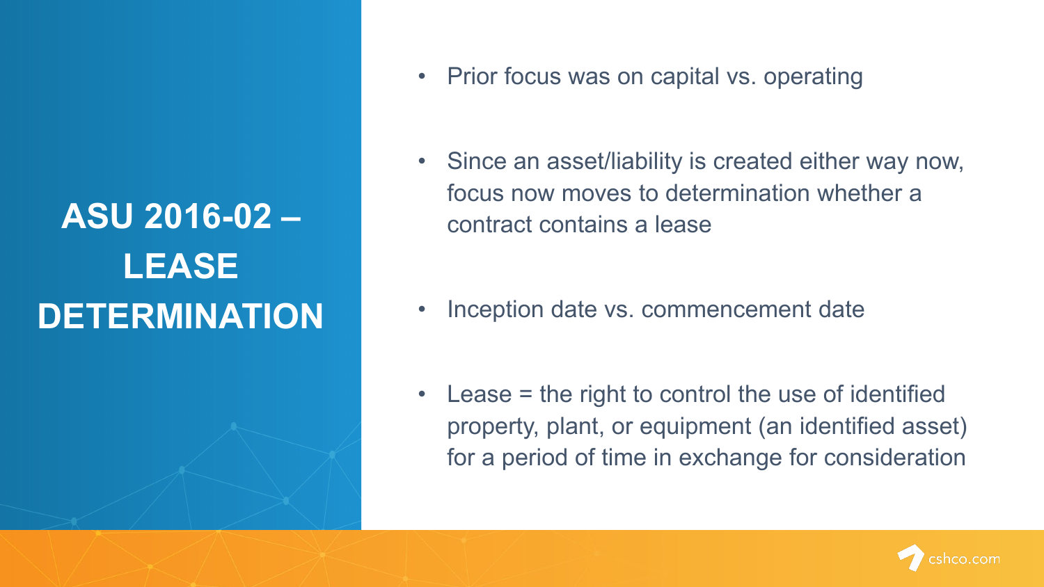# ASU 2016-02 – LEASE DETERMINATION

- Prior focus was on capital vs. operating
- Since an asset/liability is created either way now, focus now moves to determination whether a contract contains a lease
- Inception date vs. commencement date
- Lease = the right to control the use of identified property, plant, or equipment (an identified asset) for a period of time in exchange for consideration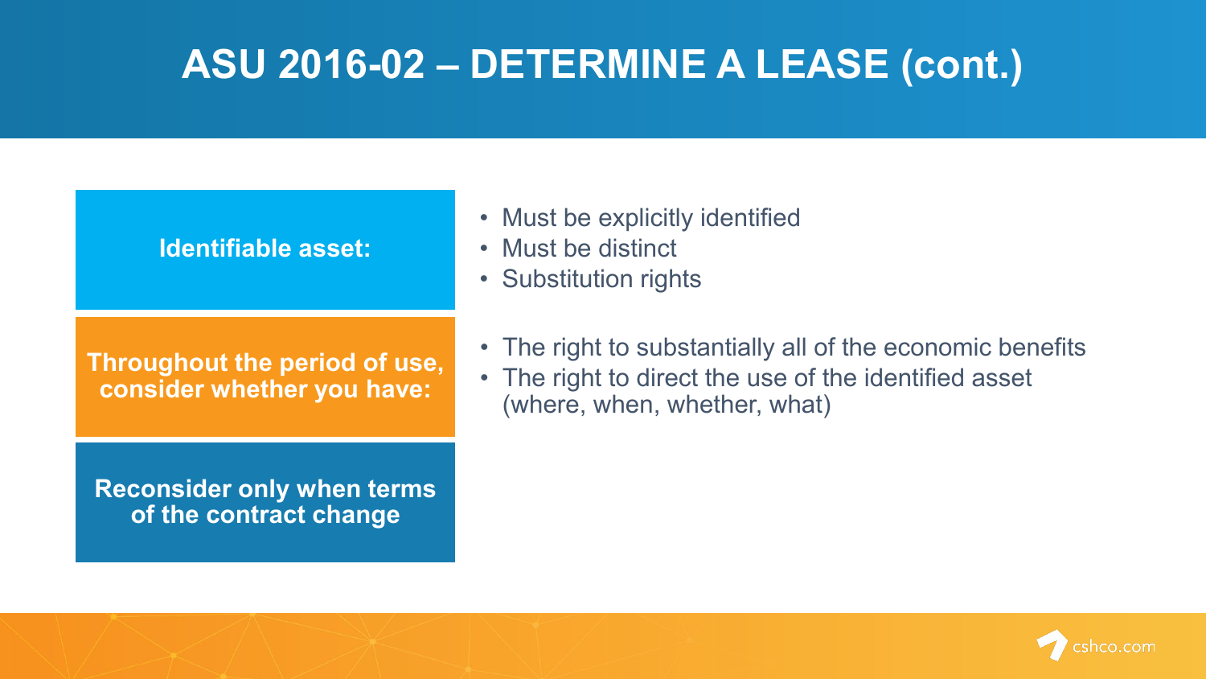# ASU 2016-02 – DETERMINE A LEASE (cont.)

**Identifiable asset:**

- Must be explicitly identified
- Must be distinct
- Substitution rights

**Throughout the period of use, consider whether you have:**

- The right to substantially all of the economic benefits
- The right to direct the use of the identified asset (where, when, whether, what)

**Reconsider only when terms of the contract change**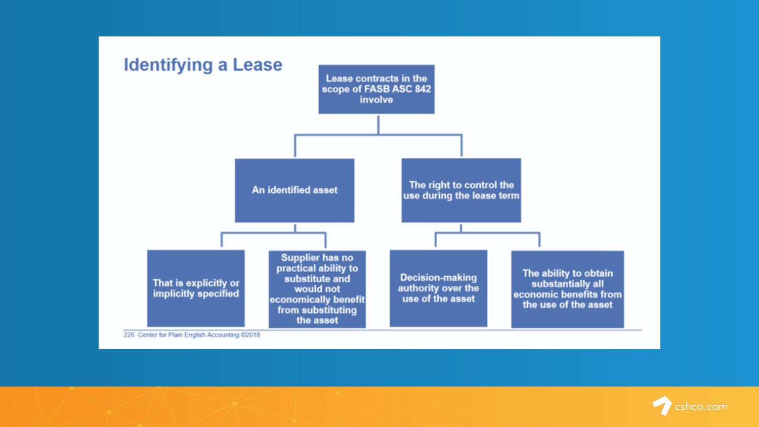# Identifying a Lease

Lease contracts in the scope of FASB ASC 842 involve

- An identified asset
  - That is explicitly or implicitly specified
  - Supplier has no practical ability to substitute and would not economically benefit from substituting the asset
- The right to control the use during the lease term
  - Decision-making authority over the use of the asset
  - The ability to obtain substantially all economic benefits from the use of the asset

226 Center for Plain English Accounting ©2018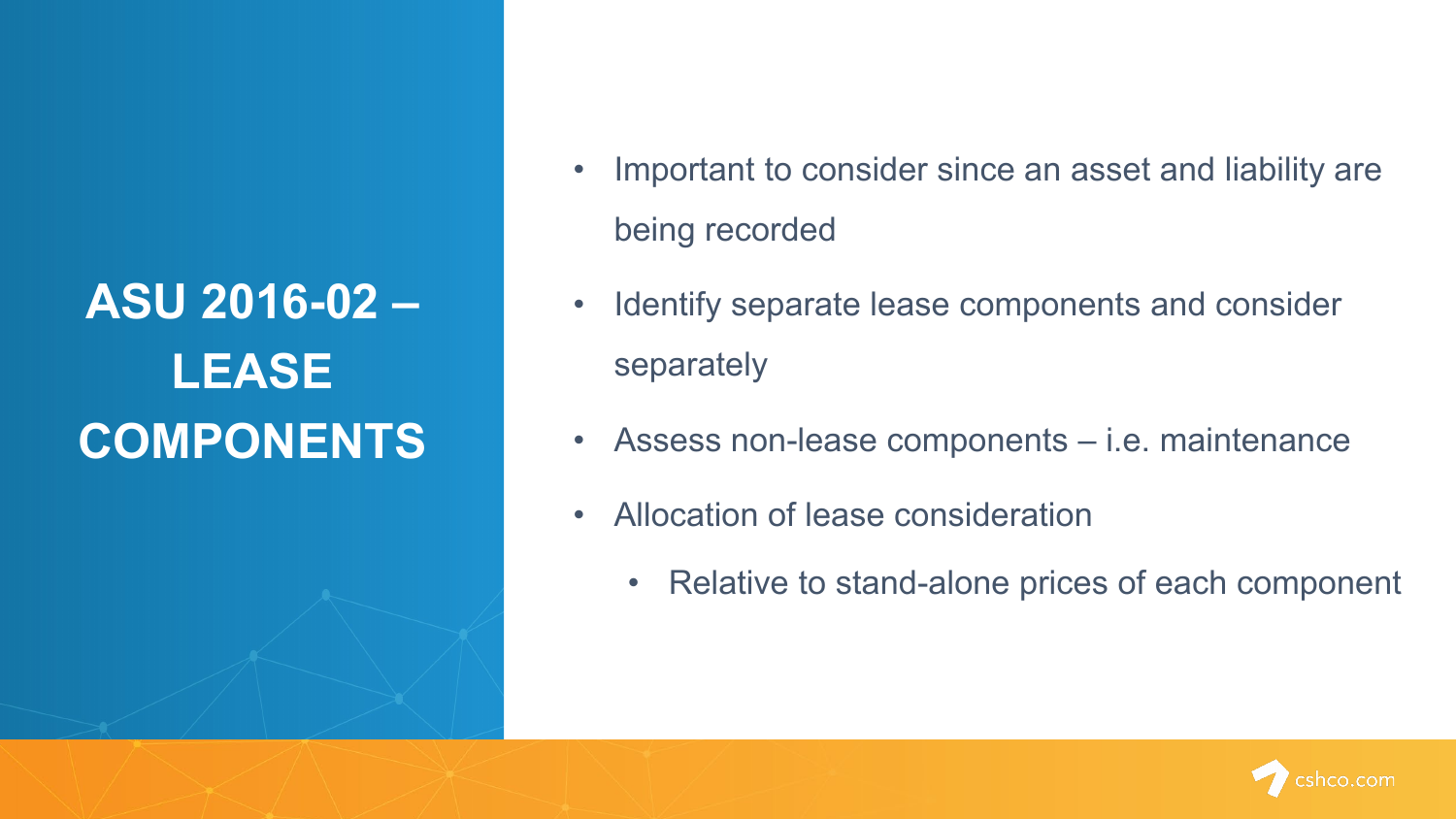# ASU 2016-02 – LEASE COMPONENTS

- Important to consider since an asset and liability are being recorded
- Identify separate lease components and consider separately
- Assess non-lease components – i.e. maintenance
- Allocation of lease consideration
  - Relative to stand-alone prices of each component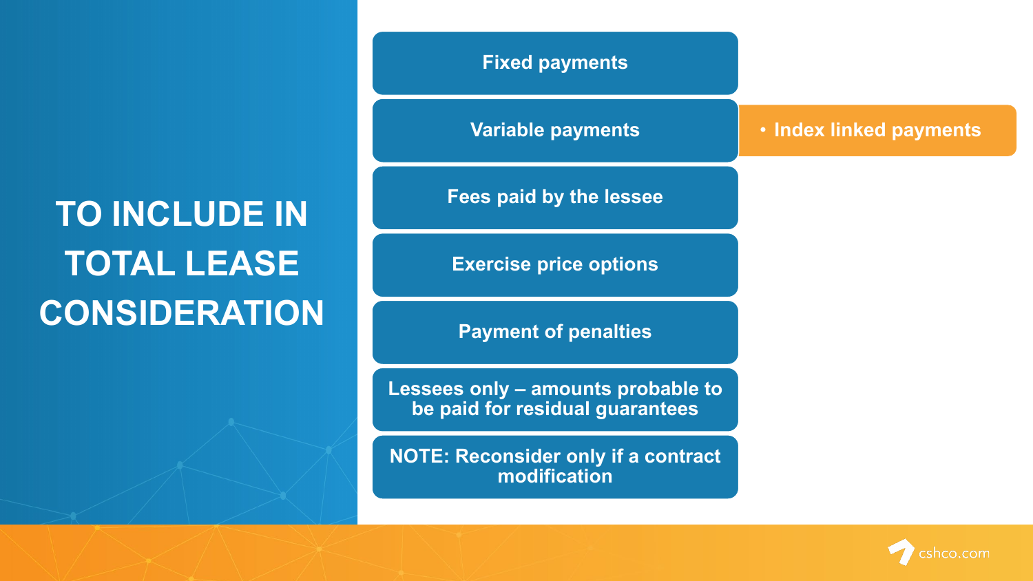# TO INCLUDE IN TOTAL LEASE CONSIDERATION

- Fixed payments
- Variable payments
  - Index linked payments
- Fees paid by the lessee
- Exercise price options
- Payment of penalties
- Lessees only – amounts probable to be paid for residual guarantees
- NOTE: Reconsider only if a contract modification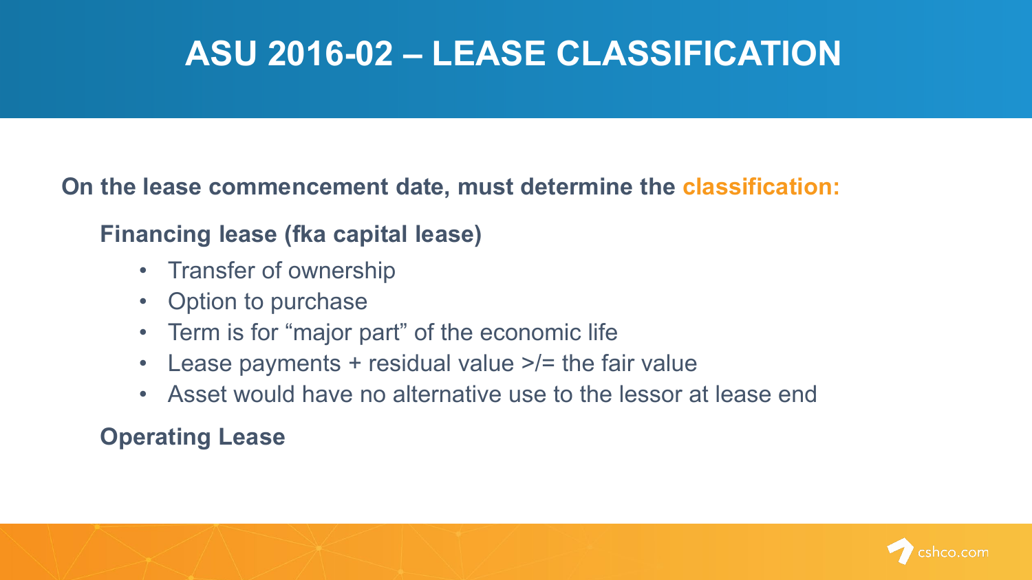# ASU 2016-02 – LEASE CLASSIFICATION

**On the lease commencement date, must determine the classification:**

**Financing lease (fka capital lease)**

- Transfer of ownership
- Option to purchase
- Term is for "major part" of the economic life
- Lease payments + residual value >/= the fair value
- Asset would have no alternative use to the lessor at lease end

**Operating Lease**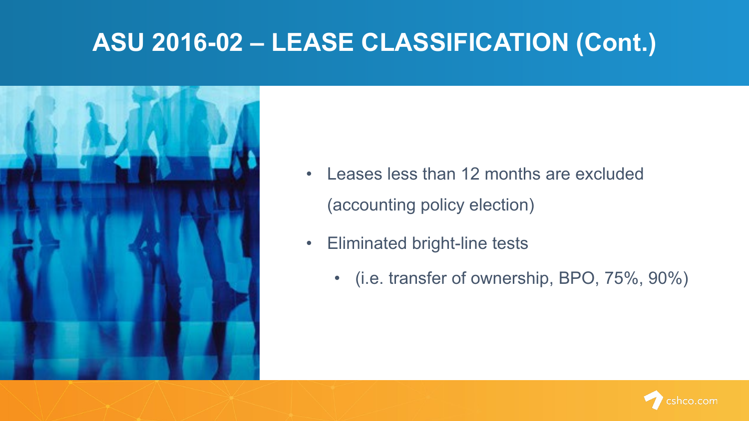# ASU 2016-02 – LEASE CLASSIFICATION (Cont.)

- Leases less than 12 months are excluded (accounting policy election)
- Eliminated bright-line tests
  - (i.e. transfer of ownership, BPO, 75%, 90%)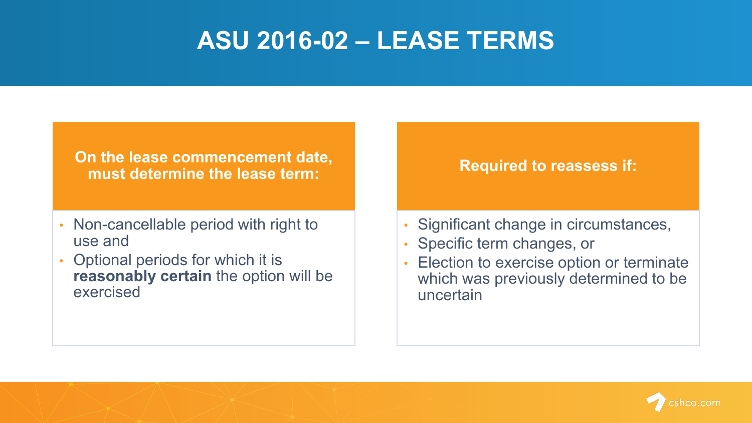# ASU 2016-02 – LEASE TERMS

**On the lease commencement date, must determine the lease term:**

- Non-cancellable period with right to use and
- Optional periods for which it is **reasonably certain** the option will be exercised

**Required to reassess if:**

- Significant change in circumstances,
- Specific term changes, or
- Election to exercise option or terminate which was previously determined to be uncertain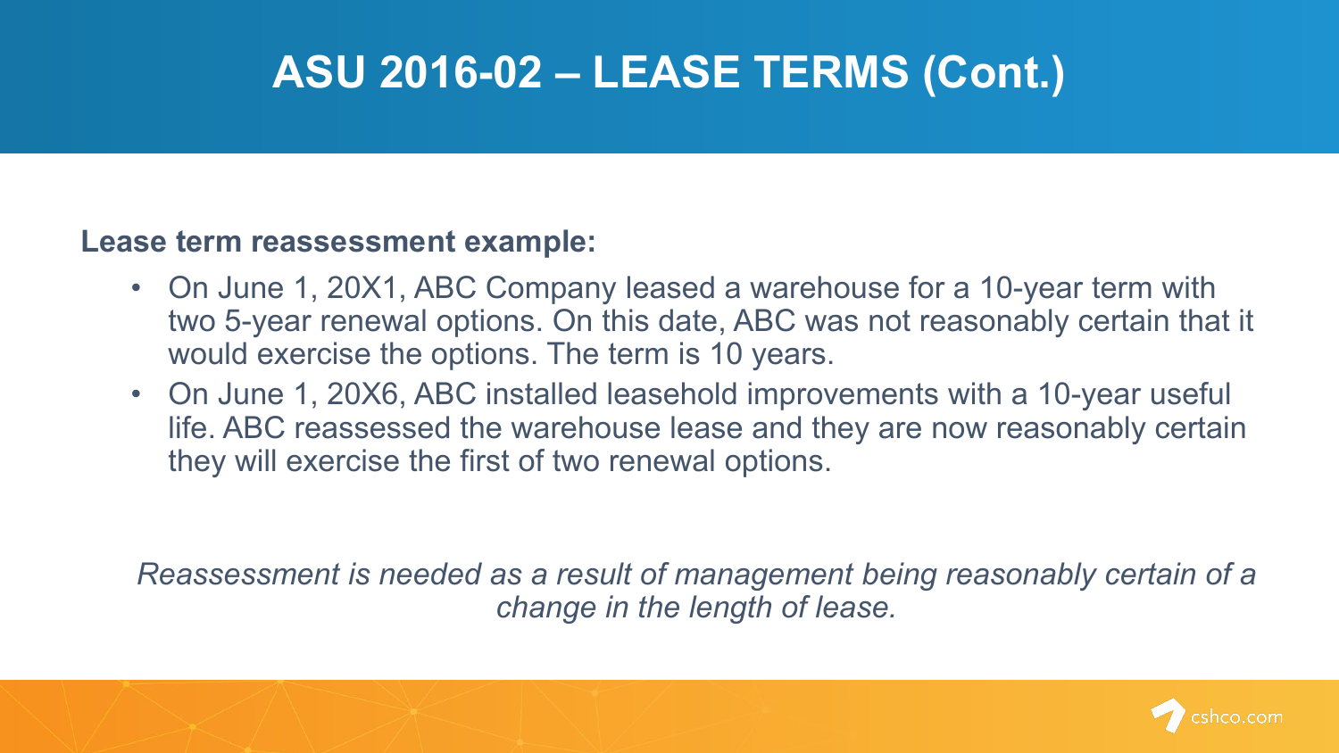# ASU 2016-02 – LEASE TERMS (Cont.)

**Lease term reassessment example:**

- On June 1, 20X1, ABC Company leased a warehouse for a 10-year term with two 5-year renewal options. On this date, ABC was not reasonably certain that it would exercise the options. The term is 10 years.
- On June 1, 20X6, ABC installed leasehold improvements with a 10-year useful life. ABC reassessed the warehouse lease and they are now reasonably certain they will exercise the first of two renewal options.

*Reassessment is needed as a result of management being reasonably certain of a change in the length of lease.*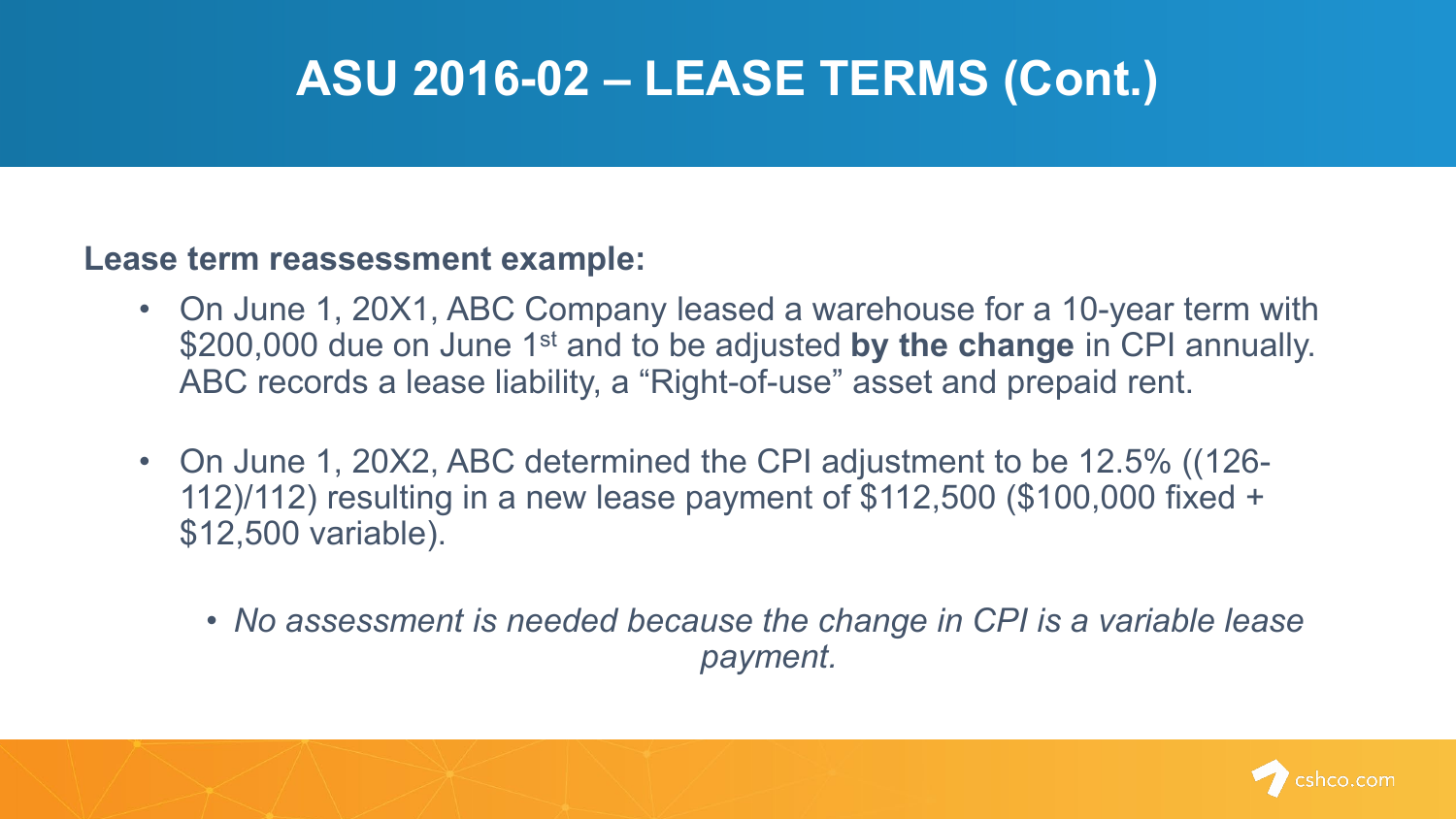# ASU 2016-02 – LEASE TERMS (Cont.)

**Lease term reassessment example:**

- On June 1, 20X1, ABC Company leased a warehouse for a 10-year term with \$200,000 due on June 1st and to be adjusted **by the change** in CPI annually. ABC records a lease liability, a "Right-of-use" asset and prepaid rent.
- On June 1, 20X2, ABC determined the CPI adjustment to be 12.5% ((126-112)/112) resulting in a new lease payment of \$112,500 (\$100,000 fixed + \$12,500 variable).
  - *No assessment is needed because the change in CPI is a variable lease payment.*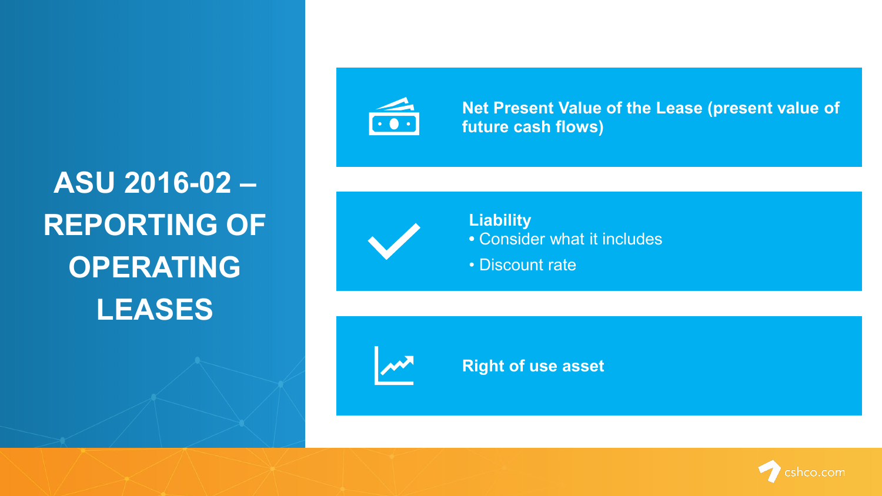# ASU 2016-02 – REPORTING OF OPERATING LEASES

**Net Present Value of the Lease (present value of future cash flows)**

**Liability**
- Consider what it includes
- Discount rate

**Right of use asset**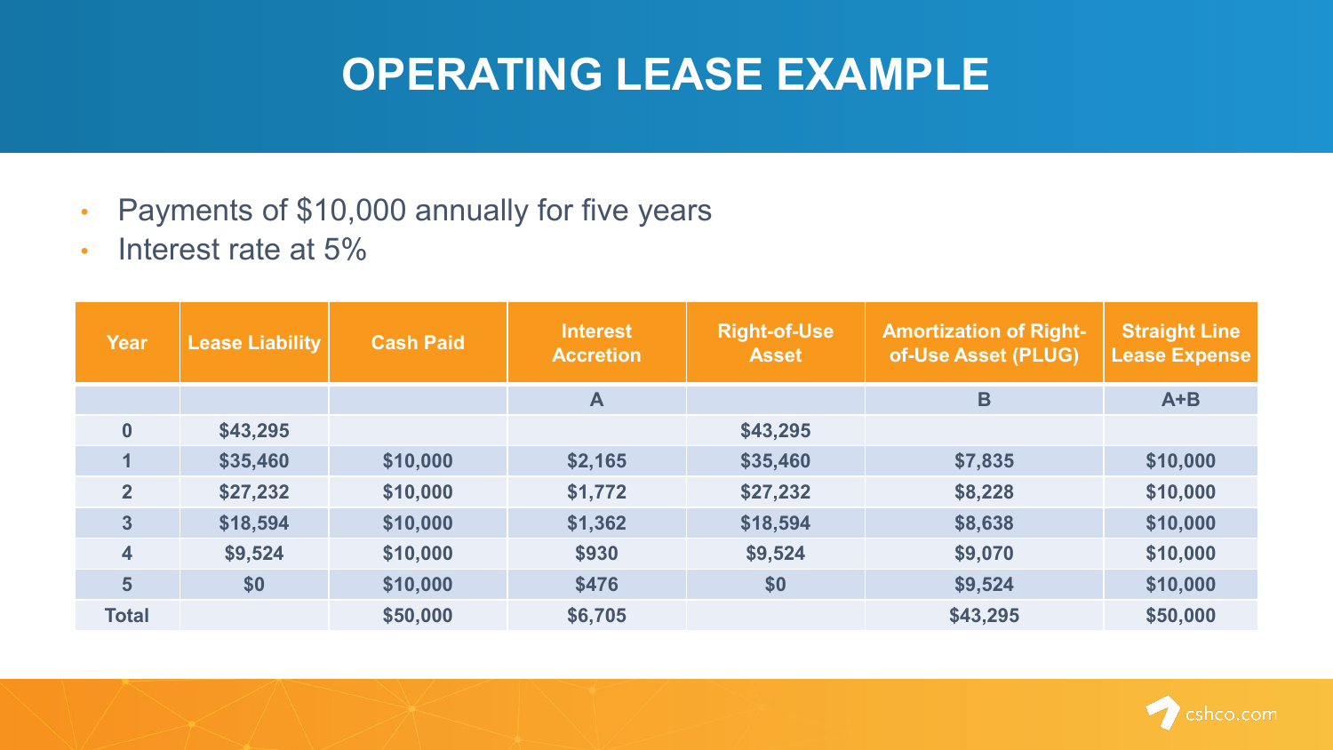# OPERATING LEASE EXAMPLE

- Payments of $10,000 annually for five years
- Interest rate at 5%

| Year | Lease Liability | Cash Paid | Interest Accretion | Right-of-Use Asset | Amortization of Right-of-Use Asset (PLUG) | Straight Line Lease Expense |
|---|---|---|---|---|---|---|
| | | | A | | B | A+B |
| 0 | $43,295 | | | $43,295 | | |
| 1 | $35,460 | $10,000 | $2,165 | $35,460 | $7,835 | $10,000 |
| 2 | $27,232 | $10,000 | $1,772 | $27,232 | $8,228 | $10,000 |
| 3 | $18,594 | $10,000 | $1,362 | $18,594 | $8,638 | $10,000 |
| 4 | $9,524 | $10,000 | $930 | $9,524 | $9,070 | $10,000 |
| 5 | $0 | $10,000 | $476 | $0 | $9,524 | $10,000 |
| Total | | $50,000 | $6,705 | | $43,295 | $50,000 |

cshco.com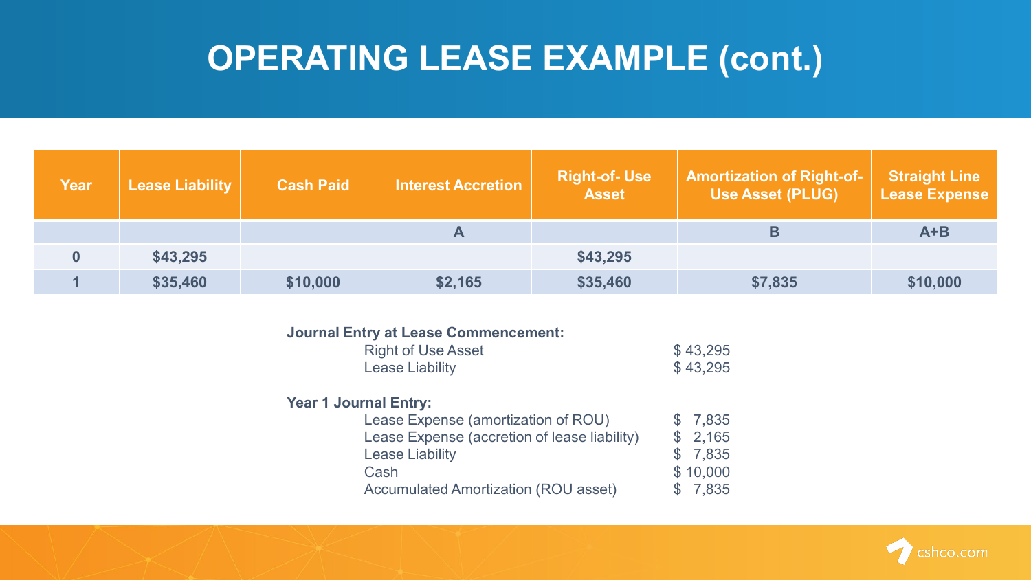# OPERATING LEASE EXAMPLE (cont.)

| Year | Lease Liability | Cash Paid | Interest Accretion | Right-of- Use Asset | Amortization of Right-of-Use Asset (PLUG) | Straight Line Lease Expense |
|---|---|---|---|---|---|---|
| | | | A | | B | A+B |
| 0 | $43,295 | | | $43,295 | | |
| 1 | $35,460 | $10,000 | $2,165 | $35,460 | $7,835 | $10,000 |

**Journal Entry at Lease Commencement:**

| | |
|---|---|
| Right of Use Asset | $ 43,295 |
| Lease Liability | $ 43,295 |

**Year 1 Journal Entry:**

| | |
|---|---|
| Lease Expense (amortization of ROU) | $ 7,835 |
| Lease Expense (accretion of lease liability) | $ 2,165 |
| Lease Liability | $ 7,835 |
| Cash | $ 10,000 |
| Accumulated Amortization (ROU asset) | $ 7,835 |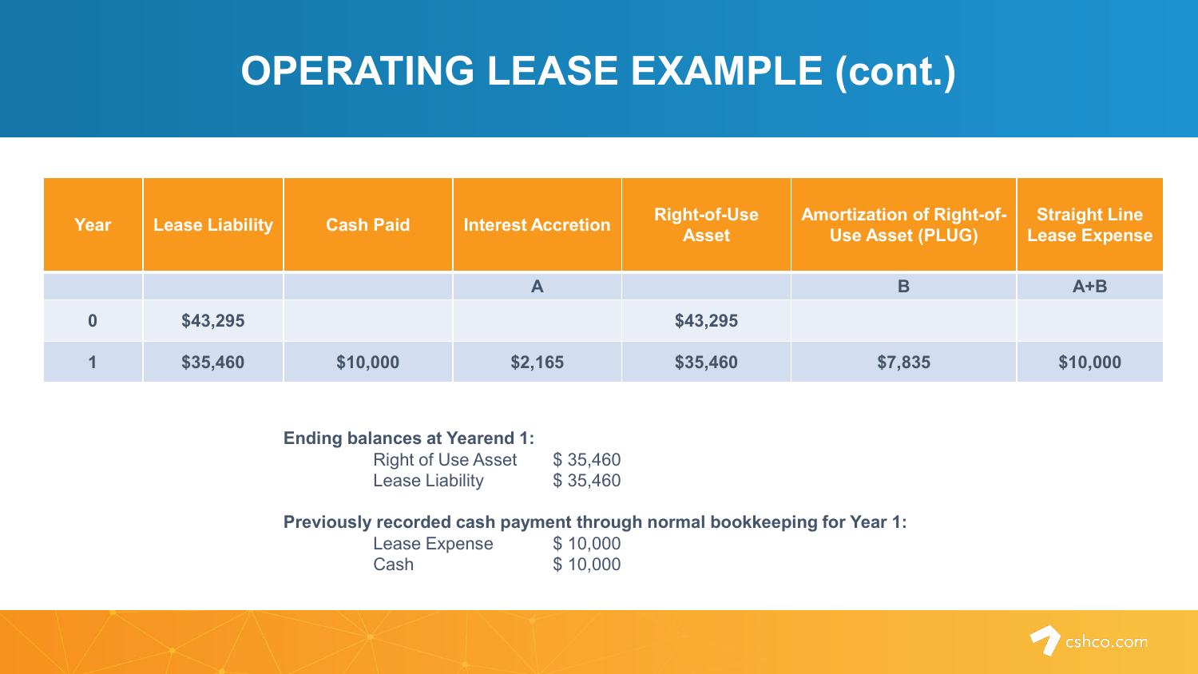# OPERATING LEASE EXAMPLE (cont.)

| Year | Lease Liability | Cash Paid | Interest Accretion | Right-of-Use Asset | Amortization of Right-of-Use Asset (PLUG) | Straight Line Lease Expense |
|---|---|---|---|---|---|---|
| | | | A | | B | A+B |
| 0 | $43,295 | | | $43,295 | | |
| 1 | $35,460 | $10,000 | $2,165 | $35,460 | $7,835 | $10,000 |

**Ending balances at Yearend 1:**

| | |
|---|---|
| Right of Use Asset | $ 35,460 |
| Lease Liability | $ 35,460 |

**Previously recorded cash payment through normal bookkeeping for Year 1:**

| | |
|---|---|
| Lease Expense | $ 10,000 |
| Cash | $ 10,000 |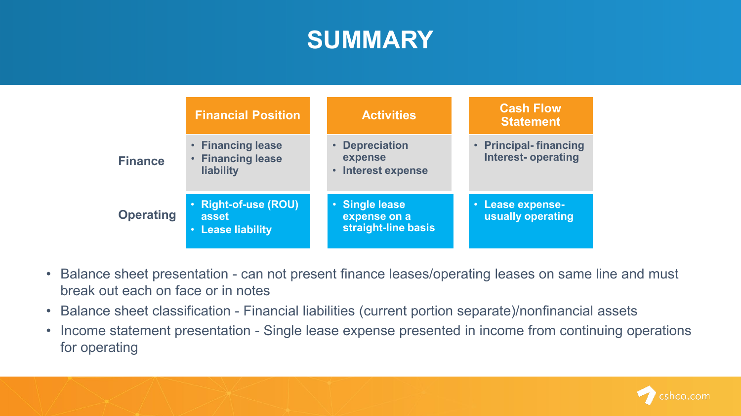# SUMMARY

| | Financial Position | Activities | Cash Flow Statement |
|---|---|---|---|
| **Finance** | • Financing lease<br>• Financing lease liability | • Depreciation expense<br>• Interest expense | • Principal- financing Interest- operating |
| **Operating** | • Right-of-use (ROU) asset<br>• Lease liability | • Single lease expense on a straight-line basis | • Lease expense- usually operating |

- Balance sheet presentation - can not present finance leases/operating leases on same line and must break out each on face or in notes
- Balance sheet classification - Financial liabilities (current portion separate)/nonfinancial assets
- Income statement presentation - Single lease expense presented in income from continuing operations for operating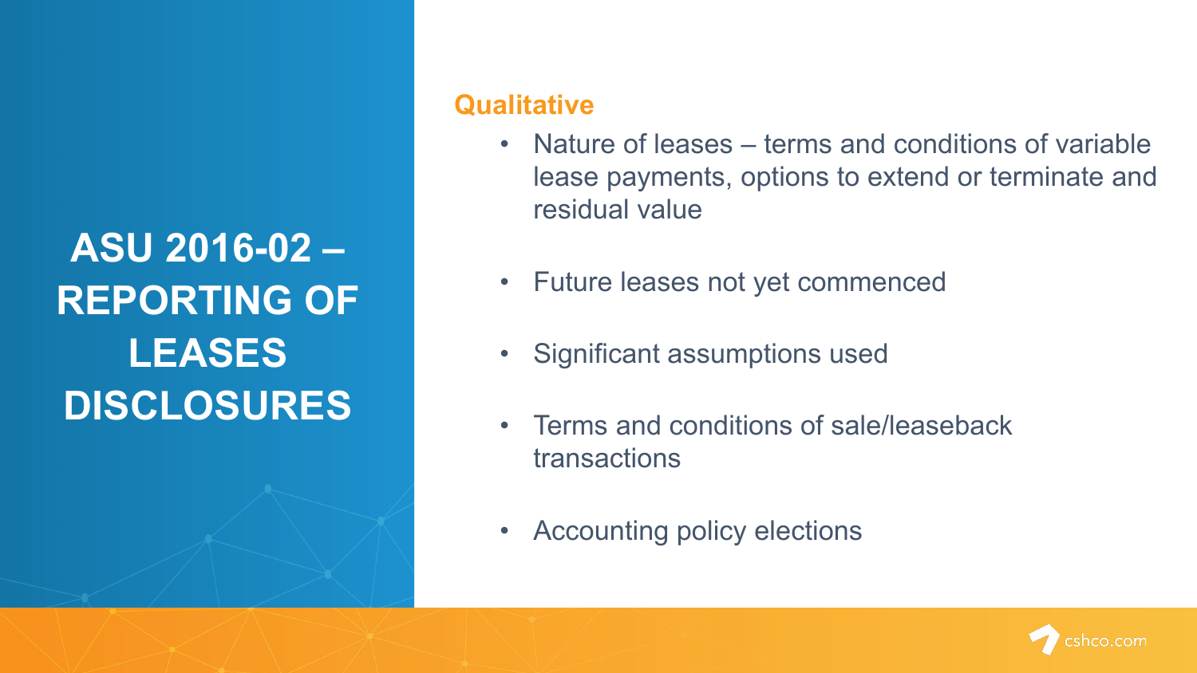# ASU 2016-02 – REPORTING OF LEASES DISCLOSURES

## Qualitative

- Nature of leases – terms and conditions of variable lease payments, options to extend or terminate and residual value
- Future leases not yet commenced
- Significant assumptions used
- Terms and conditions of sale/leaseback transactions
- Accounting policy elections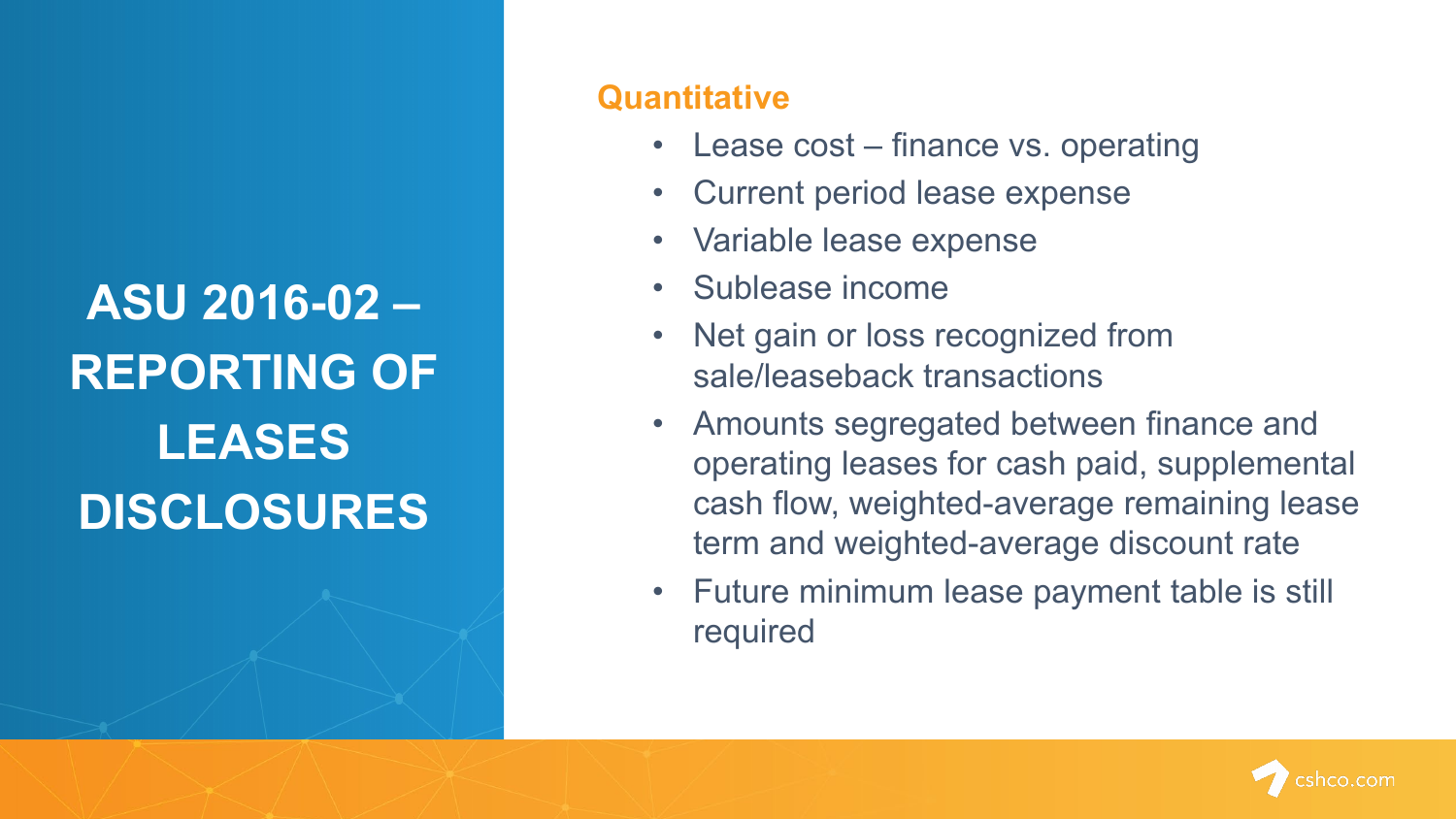# ASU 2016-02 – REPORTING OF LEASES DISCLOSURES

## Quantitative

- Lease cost – finance vs. operating
- Current period lease expense
- Variable lease expense
- Sublease income
- Net gain or loss recognized from sale/leaseback transactions
- Amounts segregated between finance and operating leases for cash paid, supplemental cash flow, weighted-average remaining lease term and weighted-average discount rate
- Future minimum lease payment table is still required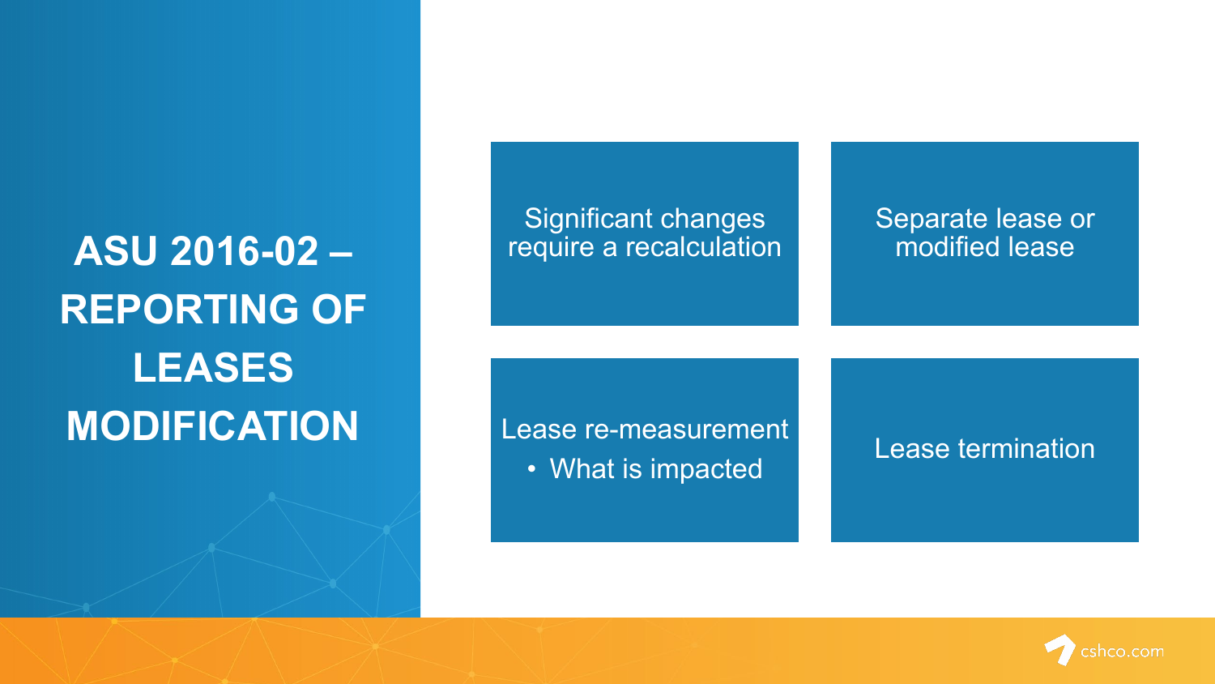# ASU 2016-02 – REPORTING OF LEASES MODIFICATION

Significant changes require a recalculation

Separate lease or modified lease

Lease re-measurement

- What is impacted

Lease termination

cshco.com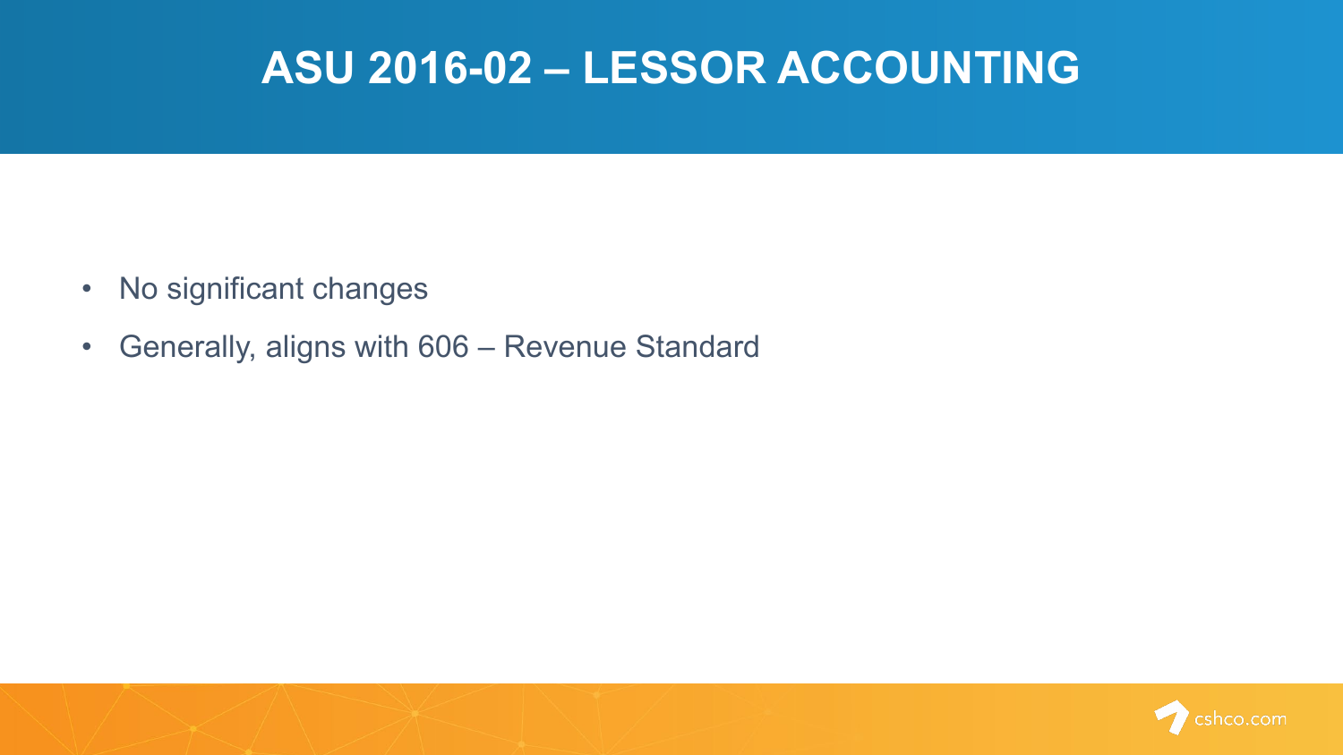# ASU 2016-02 – LESSOR ACCOUNTING

- No significant changes
- Generally, aligns with 606 – Revenue Standard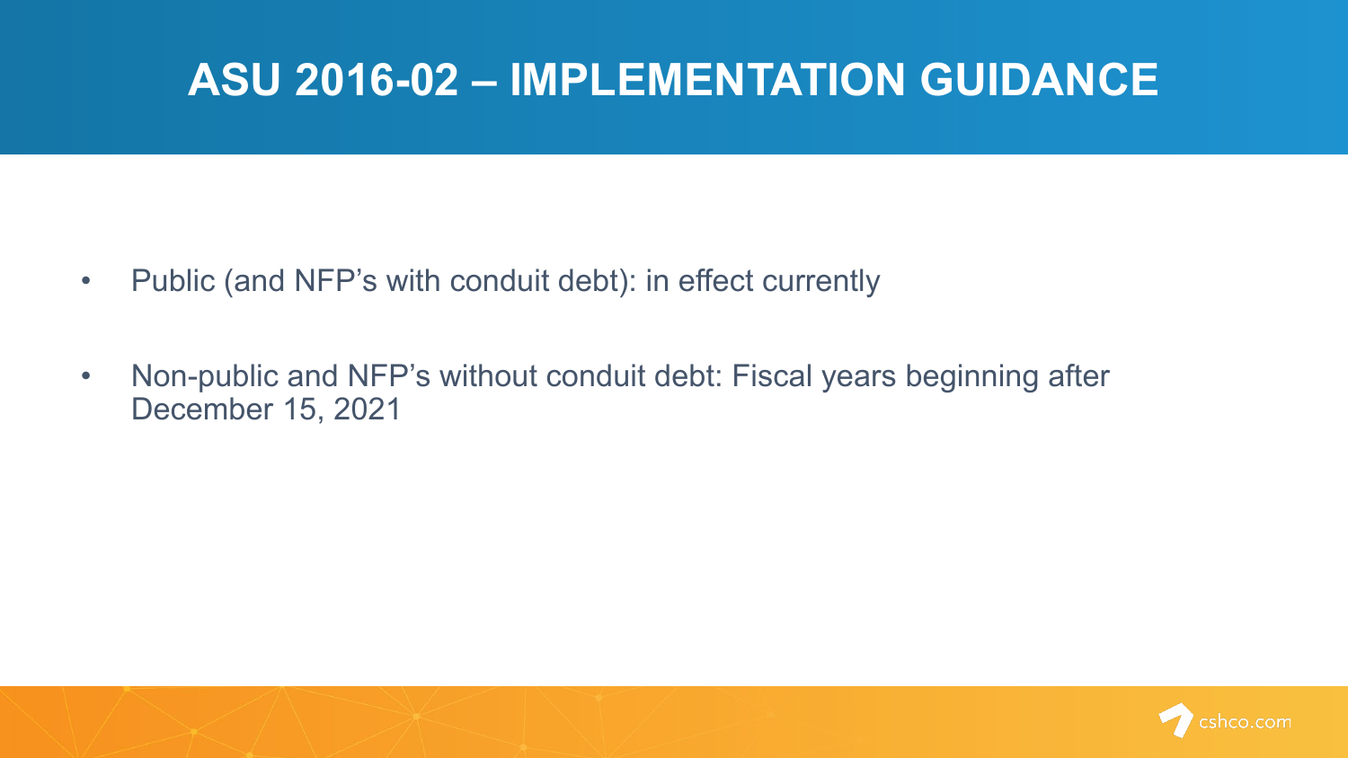# ASU 2016-02 – IMPLEMENTATION GUIDANCE

- Public (and NFP's with conduit debt): in effect currently
- Non-public and NFP's without conduit debt: Fiscal years beginning after December 15, 2021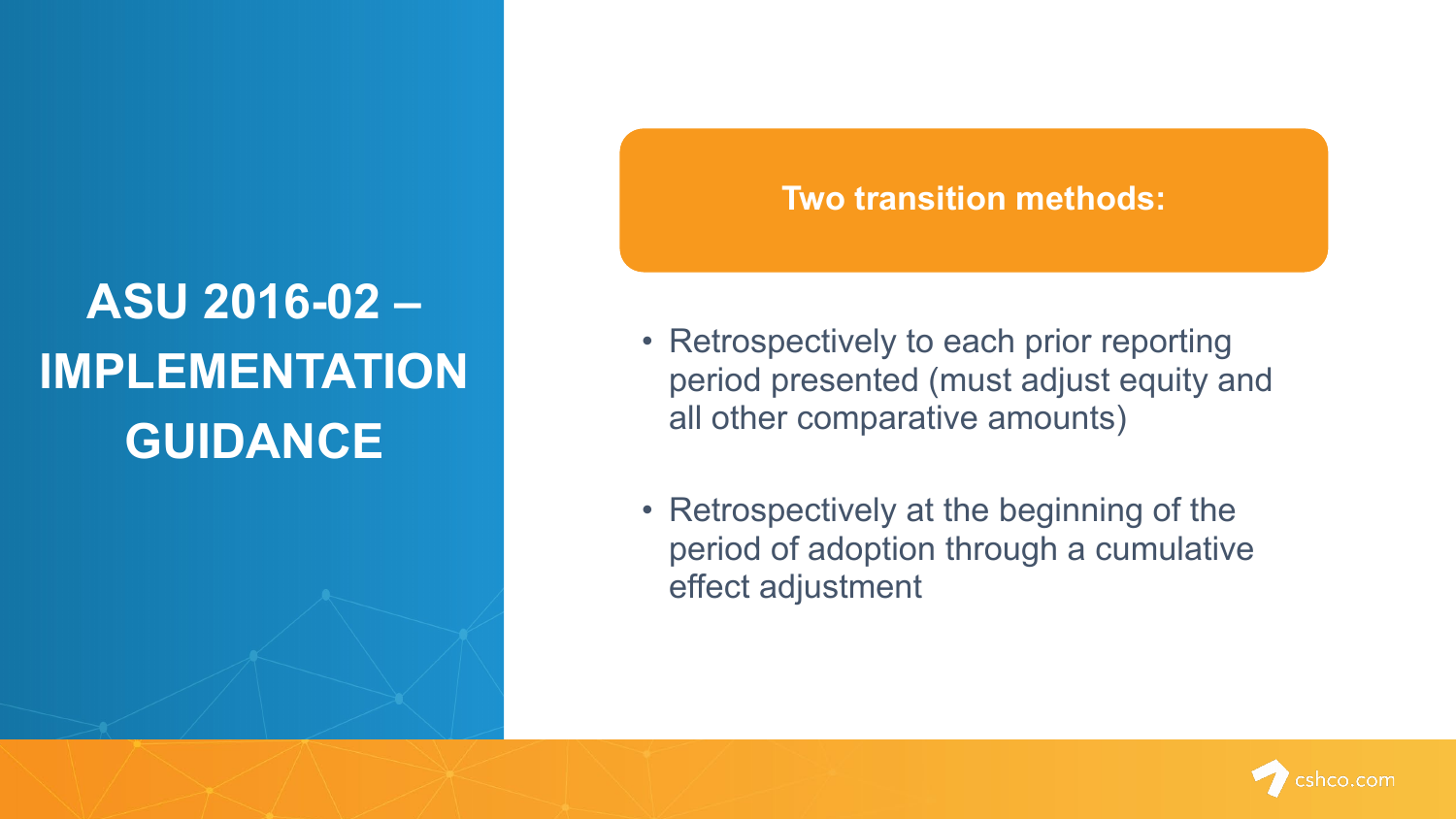# ASU 2016-02 – IMPLEMENTATION GUIDANCE

**Two transition methods:**

- Retrospectively to each prior reporting period presented (must adjust equity and all other comparative amounts)
- Retrospectively at the beginning of the period of adoption through a cumulative effect adjustment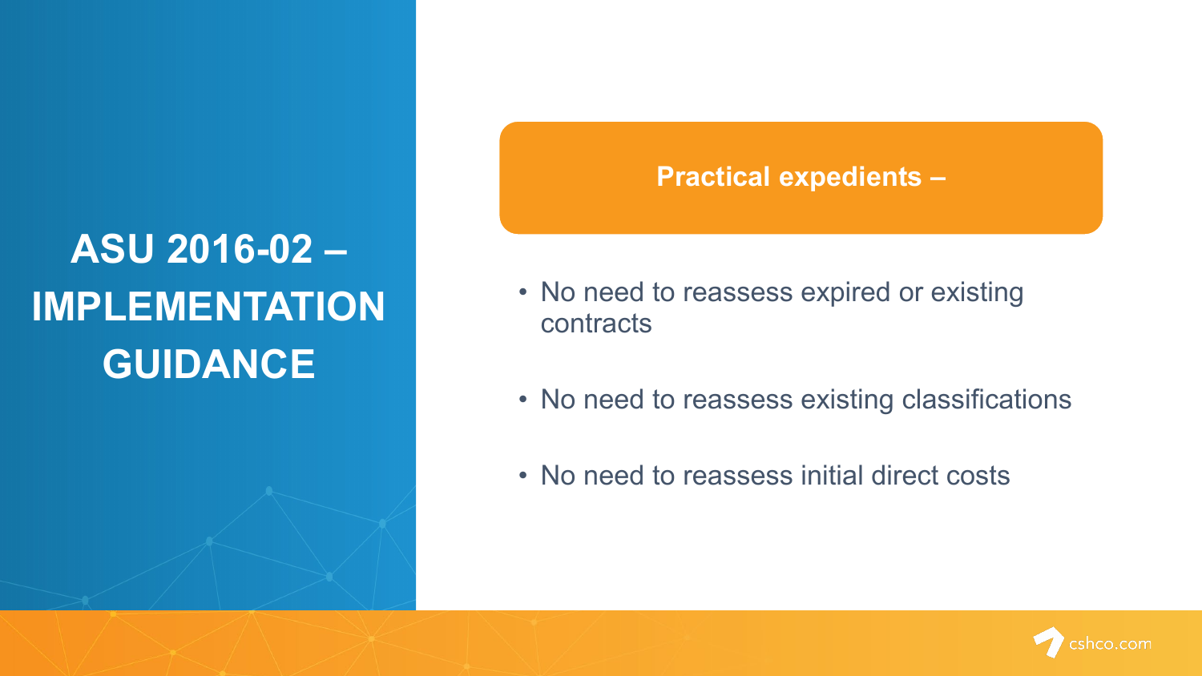# ASU 2016-02 – IMPLEMENTATION GUIDANCE

**Practical expedients –**

- No need to reassess expired or existing contracts
- No need to reassess existing classifications
- No need to reassess initial direct costs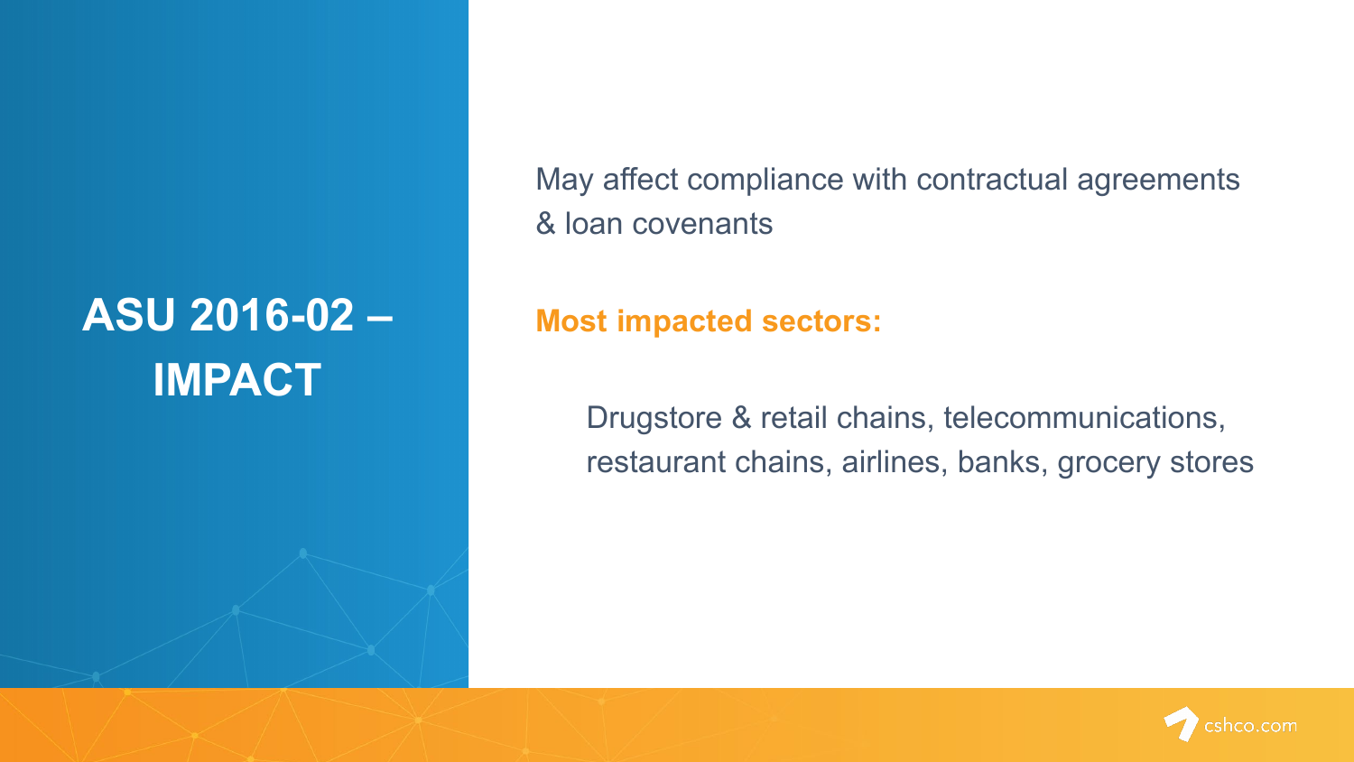# ASU 2016-02 – IMPACT

May affect compliance with contractual agreements & loan covenants

**Most impacted sectors:**

Drugstore & retail chains, telecommunications, restaurant chains, airlines, banks, grocery stores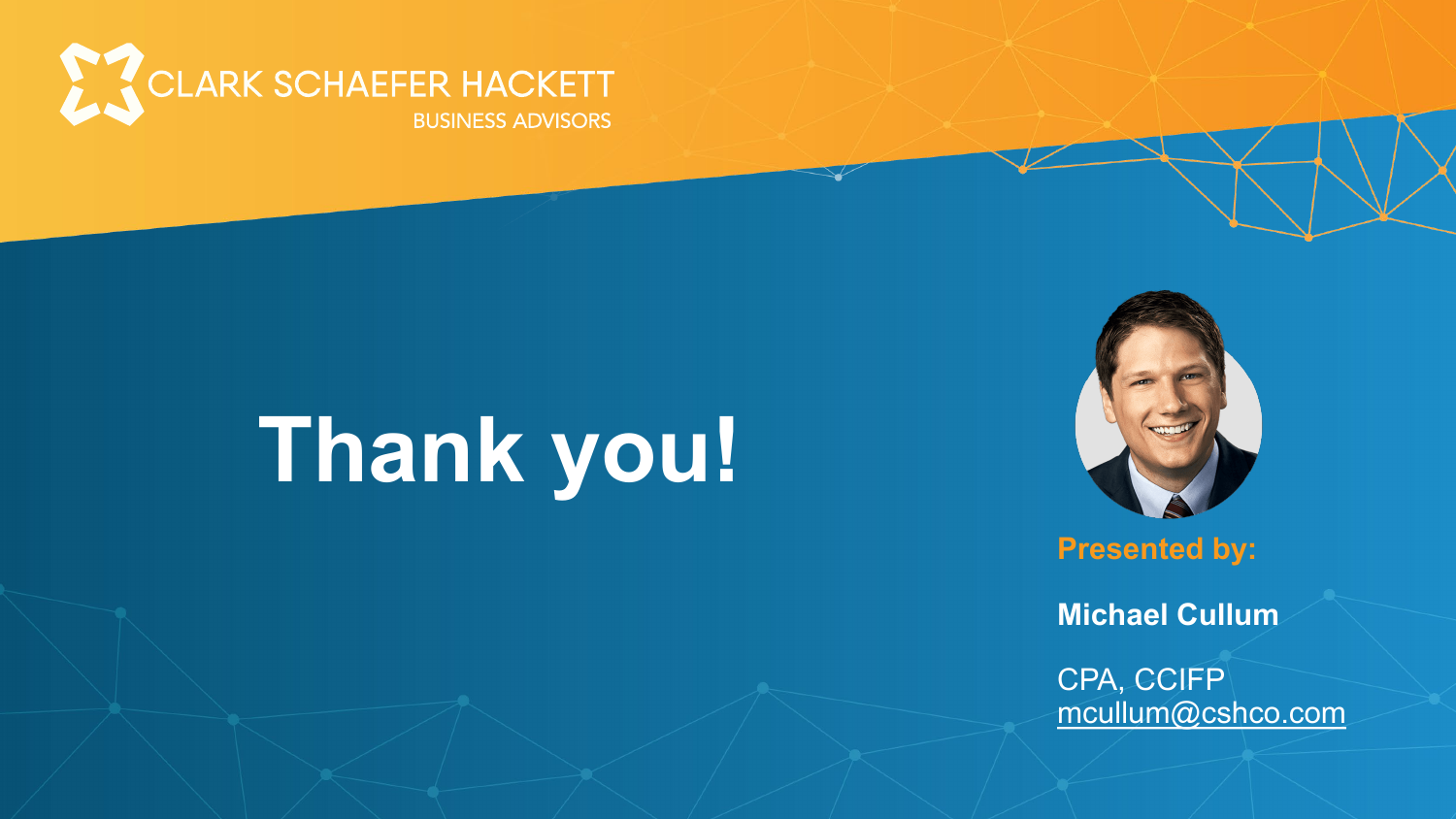CLARK SCHAEFER HACKETT
BUSINESS ADVISORS

# Thank you!

**Presented by:**

**Michael Cullum**

CPA, CCIFP
mcullum@cshco.com